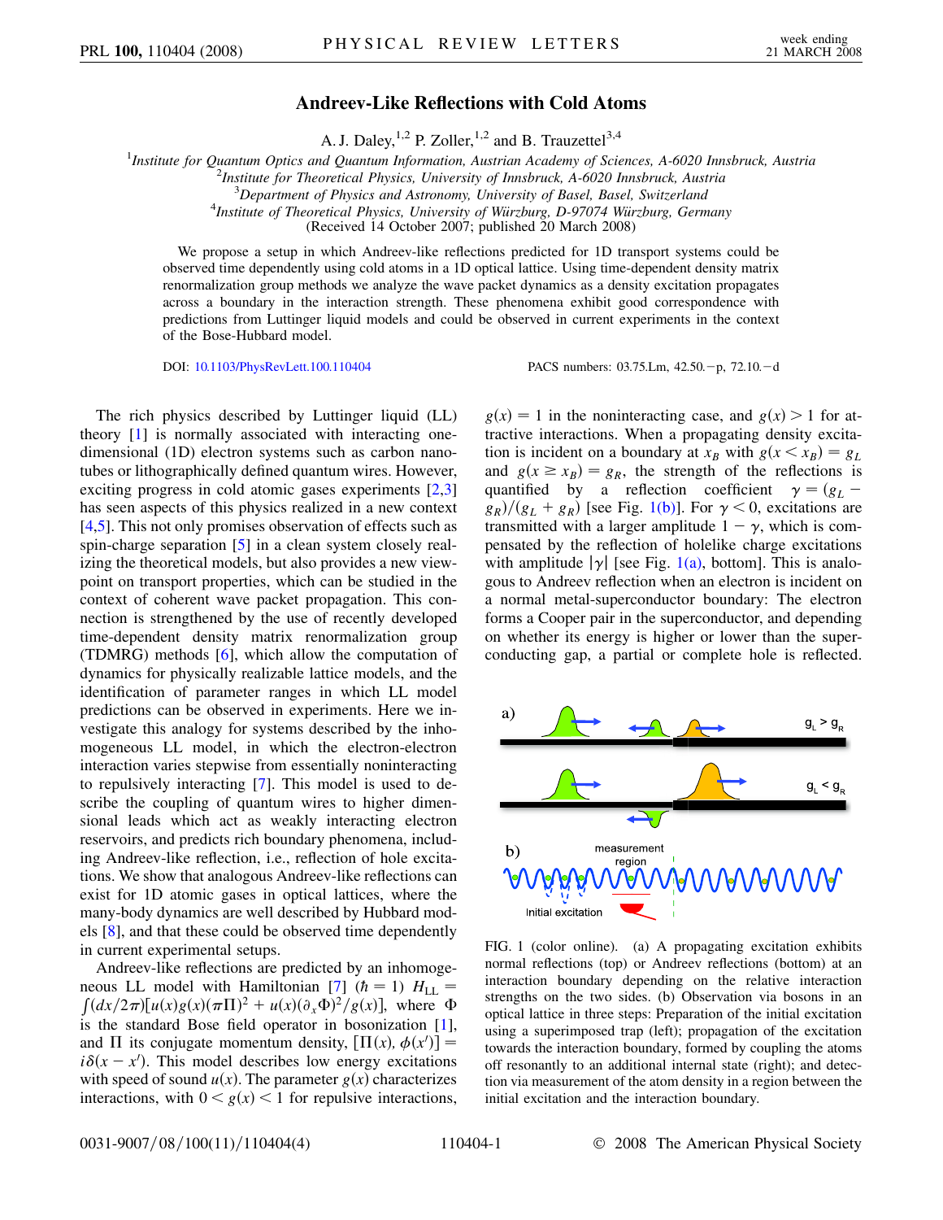# Andreev-Like Reflections with Cold Atoms

A. J. Daley,[1,2] P. Zoller,[1,2] and B. Trauzettel[3,4]

[1]*Institute for Quantum Optics and Quantum Information, Austrian Academy of Sciences, A-6020 Innsbruck, Austria*
[2]*Institute for Theoretical Physics, University of Innsbruck, A-6020 Innsbruck, Austria*
[3]*Department of Physics and Astronomy, University of Basel, Basel, Switzerland*
[4]*Institute of Theoretical Physics, University of Würzburg, D-97074 Würzburg, Germany*
(Received 14 October 2007; published 20 March 2008)

We propose a setup in which Andreev-like reflections predicted for 1D transport systems could be observed time dependently using cold atoms in a 1D optical lattice. Using time-dependent density matrix renormalization group methods we analyze the wave packet dynamics as a density excitation propagates across a boundary in the interaction strength. These phenomena exhibit good correspondence with predictions from Luttinger liquid models and could be observed in current experiments in the context of the Bose-Hubbard model.

DOI: 10.1103/PhysRevLett.100.110404 PACS numbers: 03.75.Lm, 42.50.−p, 72.10.−d

The rich physics described by Luttinger liquid (LL) theory [1] is normally associated with interacting one-dimensional (1D) electron systems such as carbon nanotubes or lithographically defined quantum wires. However, exciting progress in cold atomic gases experiments [2,3] has seen aspects of this physics realized in a new context [4,5]. This not only promises observation of effects such as spin-charge separation [5] in a clean system closely realizing the theoretical models, but also provides a new viewpoint on transport properties, which can be studied in the context of coherent wave packet propagation. This connection is strengthened by the use of recently developed time-dependent density matrix renormalization group (TDMRG) methods [6], which allow the computation of dynamics for physically realizable lattice models, and the identification of parameter ranges in which LL model predictions can be observed in experiments. Here we investigate this analogy for systems described by the inhomogeneous LL model, in which the electron-electron interaction varies stepwise from essentially noninteracting to repulsively interacting [7]. This model is used to describe the coupling of quantum wires to higher dimensional leads which act as weakly interacting electron reservoirs, and predicts rich boundary phenomena, including Andreev-like reflection, i.e., reflection of hole excitations. We show that analogous Andreev-like reflections can exist for 1D atomic gases in optical lattices, where the many-body dynamics are well described by Hubbard models [8], and that these could be observed time dependently in current experimental setups.

Andreev-like reflections are predicted by an inhomogeneous LL model with Hamiltonian [7] ($\hbar = 1$) $H_{\rm LL} = \int (dx/2\pi)[u(x)g(x)(\pi\Pi)^2 + u(x)(\partial_x\Phi)^2/g(x)]$, where $\Phi$ is the standard Bose field operator in bosonization [1], and $\Pi$ its conjugate momentum density, $[\Pi(x), \phi(x')] = i\delta(x - x')$. This model describes low energy excitations with speed of sound $u(x)$. The parameter $g(x)$ characterizes interactions, with $0 < g(x) < 1$ for repulsive interactions, $g(x) = 1$ in the noninteracting case, and $g(x) > 1$ for attractive interactions. When a propagating density excitation is incident on a boundary at $x_B$ with $g(x < x_B) = g_L$ and $g(x \geq x_B) = g_R$, the strength of the reflections is quantified by a reflection coefficient $\gamma = (g_L - g_R)/(g_L + g_R)$ [see Fig. 1(b)]. For $\gamma < 0$, excitations are transmitted with a larger amplitude $1 - \gamma$, which is compensated by the reflection of holelike charge excitations with amplitude $|\gamma|$ [see Fig. 1(a), bottom]. This is analogous to Andreev reflection when an electron is incident on a normal metal-superconductor boundary: The electron forms a Cooper pair in the superconductor, and depending on whether its energy is higher or lower than the superconducting gap, a partial or complete hole is reflected.

FIG. 1 (color online). (a) A propagating excitation exhibits normal reflections (top) or Andreev reflections (bottom) at an interaction boundary depending on the relative interaction strengths on the two sides. (b) Observation via bosons in an optical lattice in three steps: Preparation of the initial excitation using a superimposed trap (left); propagation of the excitation towards the interaction boundary, formed by coupling the atoms off resonantly to an additional internal state (right); and detection via measurement of the atom density in a region between the initial excitation and the interaction boundary.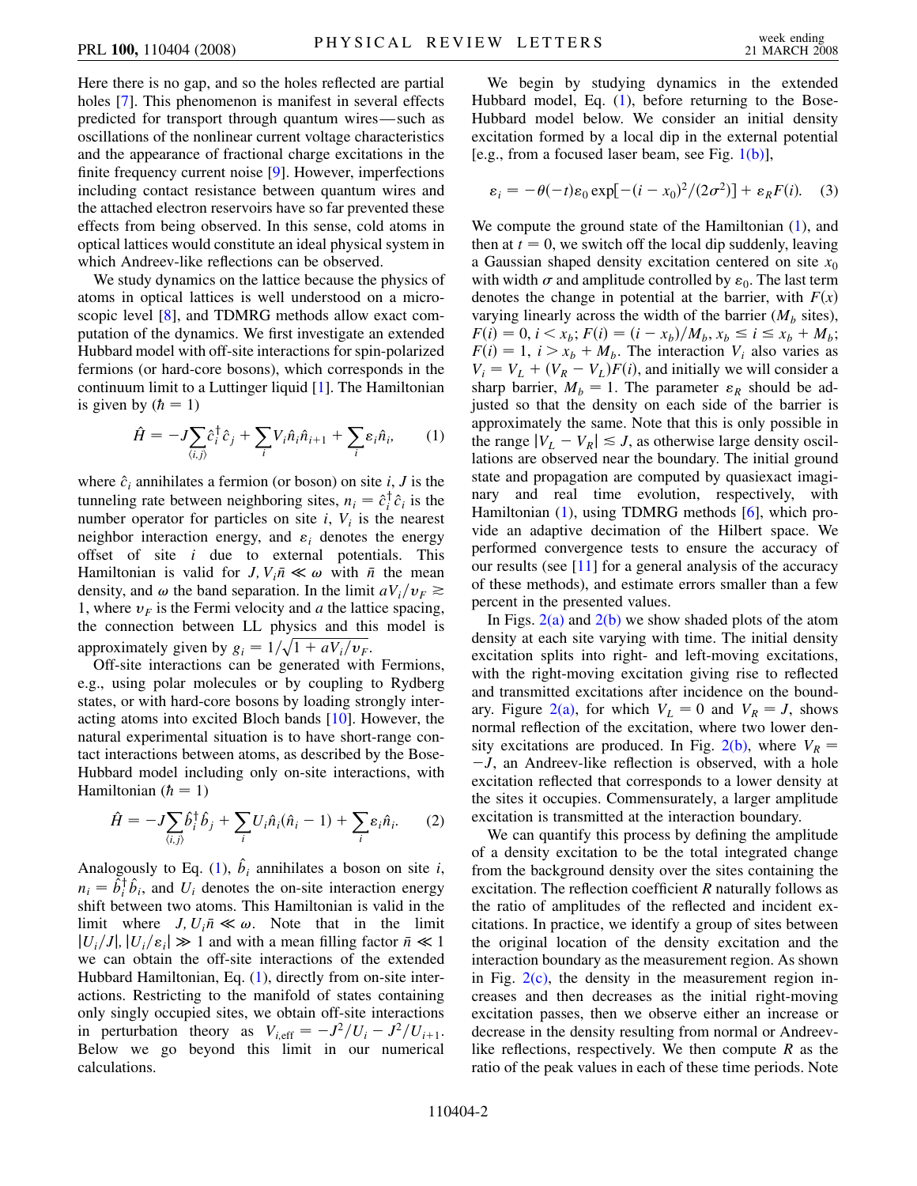Here there is no gap, and so the holes reflected are partial holes [7]. This phenomenon is manifest in several effects predicted for transport through quantum wires—such as oscillations of the nonlinear current voltage characteristics and the appearance of fractional charge excitations in the finite frequency current noise [9]. However, imperfections including contact resistance between quantum wires and the attached electron reservoirs have so far prevented these effects from being observed. In this sense, cold atoms in optical lattices would constitute an ideal physical system in which Andreev-like reflections can be observed.

We study dynamics on the lattice because the physics of atoms in optical lattices is well understood on a microscopic level [8], and TDMRG methods allow exact computation of the dynamics. We first investigate an extended Hubbard model with off-site interactions for spin-polarized fermions (or hard-core bosons), which corresponds in the continuum limit to a Luttinger liquid [1]. The Hamiltonian is given by ($\hbar = 1$)

$$\hat{H} = -J\sum_{\langle i,j\rangle}\hat{c}_i^\dagger \hat{c}_j + \sum_i V_i \hat{n}_i \hat{n}_{i+1} + \sum_i \varepsilon_i \hat{n}_i, \qquad (1)$$

where $\hat{c}_i$ annihilates a fermion (or boson) on site $i$, $J$ is the tunneling rate between neighboring sites, $n_i = \hat{c}_i^\dagger \hat{c}_i$ is the number operator for particles on site $i$, $V_i$ is the nearest neighbor interaction energy, and $\varepsilon_i$ denotes the energy offset of site $i$ due to external potentials. This Hamiltonian is valid for $J, V_i\bar{n} \ll \omega$ with $\bar{n}$ the mean density, and $\omega$ the band separation. In the limit $aV_i/v_F \gtrsim 1$, where $v_F$ is the Fermi velocity and $a$ the lattice spacing, the connection between LL physics and this model is approximately given by $g_i = 1/\sqrt{1 + aV_i/v_F}$.

Off-site interactions can be generated with Fermions, e.g., using polar molecules or by coupling to Rydberg states, or with hard-core bosons by loading strongly interacting atoms into excited Bloch bands [10]. However, the natural experimental situation is to have short-range contact interactions between atoms, as described by the Bose-Hubbard model including only on-site interactions, with Hamiltonian ($\hbar = 1$)

$$\hat{H} = -J\sum_{\langle i,j\rangle}\hat{b}_i^\dagger \hat{b}_j + \sum_i U_i \hat{n}_i(\hat{n}_i - 1) + \sum_i \varepsilon_i \hat{n}_i. \qquad (2)$$

Analogously to Eq. (1), $\hat{b}_i$ annihilates a boson on site $i$, $n_i = \hat{b}_i^\dagger \hat{b}_i$, and $U_i$ denotes the on-site interaction energy shift between two atoms. This Hamiltonian is valid in the limit where $J, U_i\bar{n} \ll \omega$. Note that in the limit $|U_i/J|, |U_i/\varepsilon_i| \gg 1$ and with a mean filling factor $\bar{n} \ll 1$ we can obtain the off-site interactions of the extended Hubbard Hamiltonian, Eq. (1), directly from on-site interactions. Restricting to the manifold of states containing only singly occupied sites, we obtain off-site interactions in perturbation theory as $V_{i,\mathrm{eff}} = -J^2/U_i - J^2/U_{i+1}$. Below we go beyond this limit in our numerical calculations.

We begin by studying dynamics in the extended Hubbard model, Eq. (1), before returning to the Bose-Hubbard model below. We consider an initial density excitation formed by a local dip in the external potential [e.g., from a focused laser beam, see Fig. 1(b)],

$$\varepsilon_i = -\theta(-t)\varepsilon_0 \exp[-(i - x_0)^2/(2\sigma^2)] + \varepsilon_R F(i). \qquad (3)$$

We compute the ground state of the Hamiltonian (1), and then at $t = 0$, we switch off the local dip suddenly, leaving a Gaussian shaped density excitation centered on site $x_0$ with width $\sigma$ and amplitude controlled by $\varepsilon_0$. The last term denotes the change in potential at the barrier, with $F(x)$ varying linearly across the width of the barrier ($M_b$ sites), $F(i) = 0$, $i < x_b$; $F(i) = (i - x_b)/M_b$, $x_b \leq i \leq x_b + M_b$; $F(i) = 1$, $i > x_b + M_b$. The interaction $V_i$ also varies as $V_i = V_L + (V_R - V_L)F(i)$, and initially we will consider a sharp barrier, $M_b = 1$. The parameter $\varepsilon_R$ should be adjusted so that the density on each side of the barrier is approximately the same. Note that this is only possible in the range $|V_L - V_R| \lesssim J$, as otherwise large density oscillations are observed near the boundary. The initial ground state and propagation are computed by quasiexact imaginary and real time evolution, respectively, with Hamiltonian (1), using TDMRG methods [6], which provide an adaptive decimation of the Hilbert space. We performed convergence tests to ensure the accuracy of our results (see [11] for a general analysis of the accuracy of these methods), and estimate errors smaller than a few percent in the presented values.

In Figs. 2(a) and 2(b) we show shaded plots of the atom density at each site varying with time. The initial density excitation splits into right- and left-moving excitations, with the right-moving excitation giving rise to reflected and transmitted excitations after incidence on the boundary. Figure 2(a), for which $V_L = 0$ and $V_R = J$, shows normal reflection of the excitation, where two lower density excitations are produced. In Fig. 2(b), where $V_R = -J$, an Andreev-like reflection is observed, with a hole excitation reflected that corresponds to a lower density at the sites it occupies. Commensurately, a larger amplitude excitation is transmitted at the interaction boundary.

We can quantify this process by defining the amplitude of a density excitation to be the total integrated change from the background density over the sites containing the excitation. The reflection coefficient $R$ naturally follows as the ratio of amplitudes of the reflected and incident excitations. In practice, we identify a group of sites between the original location of the density excitation and the interaction boundary as the measurement region. As shown in Fig. 2(c), the density in the measurement region increases and then decreases as the initial right-moving excitation passes, then we observe either an increase or decrease in the density resulting from normal or Andreev-like reflections, respectively. We then compute $R$ as the ratio of the peak values in each of these time periods. Note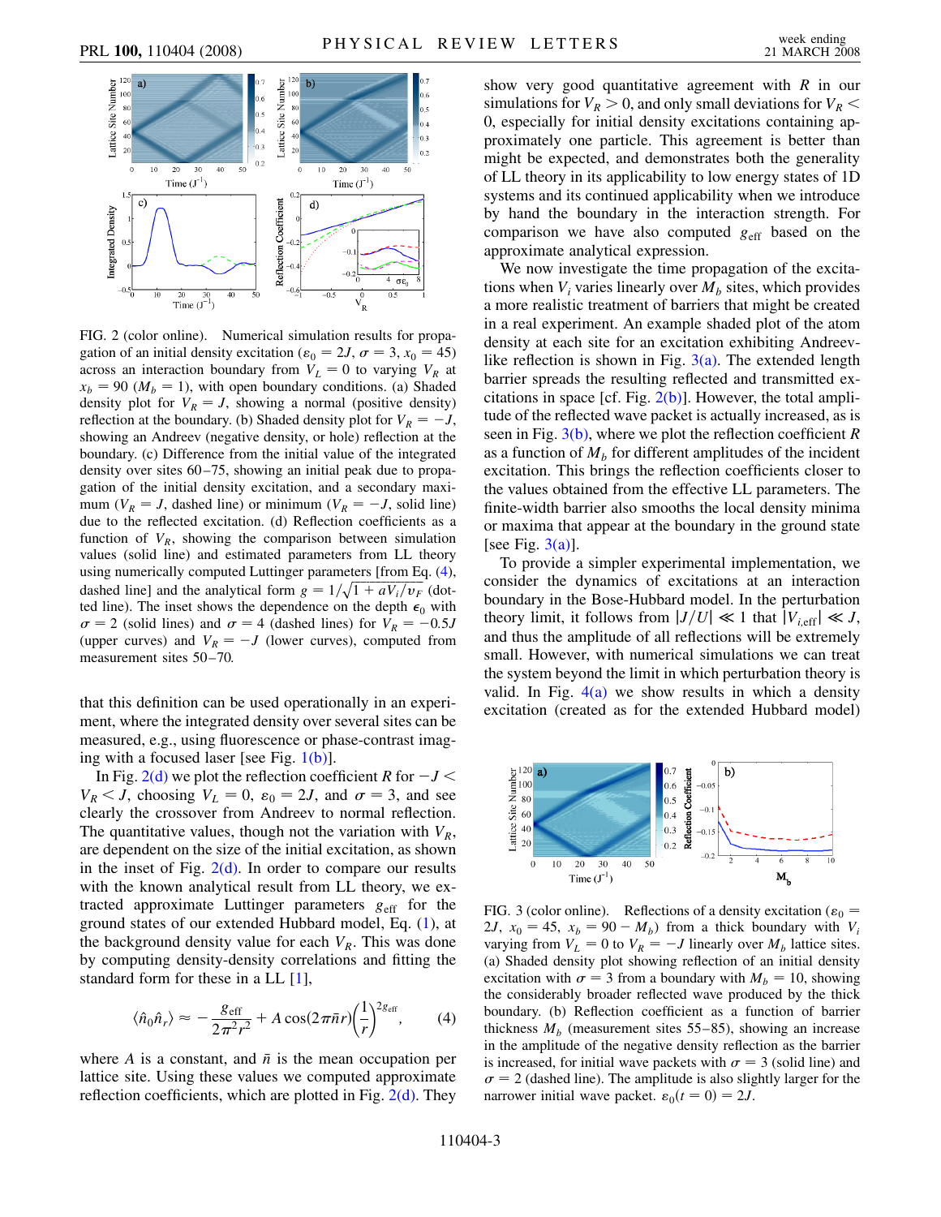FIG. 2 (color online). Numerical simulation results for propagation of an initial density excitation ($\varepsilon_0 = 2J$, $\sigma = 3$, $x_0 = 45$) across an interaction boundary from $V_L = 0$ to varying $V_R$ at $x_b = 90$ ($M_b = 1$), with open boundary conditions. (a) Shaded density plot for $V_R = J$, showing a normal (positive density) reflection at the boundary. (b) Shaded density plot for $V_R = -J$, showing an Andreev (negative density, or hole) reflection at the boundary. (c) Difference from the initial value of the integrated density over sites 60–75, showing an initial peak due to propagation of the initial density excitation, and a secondary maximum ($V_R = J$, dashed line) or minimum ($V_R = -J$, solid line) due to the reflected excitation. (d) Reflection coefficients as a function of $V_R$, showing the comparison between simulation values (solid line) and estimated parameters from LL theory using numerically computed Luttinger parameters [from Eq. (4), dashed line] and the analytical form $g = 1/\sqrt{1 + aV_i/v_F}$ (dotted line). The inset shows the dependence on the depth $\epsilon_0$ with $\sigma = 2$ (solid lines) and $\sigma = 4$ (dashed lines) for $V_R = -0.5J$ (upper curves) and $V_R = -J$ (lower curves), computed from measurement sites 50–70.

that this definition can be used operationally in an experiment, where the integrated density over several sites can be measured, e.g., using fluorescence or phase-contrast imaging with a focused laser [see Fig. 1(b)].

In Fig. 2(d) we plot the reflection coefficient $R$ for $-J < V_R < J$, choosing $V_L = 0$, $\varepsilon_0 = 2J$, and $\sigma = 3$, and see clearly the crossover from Andreev to normal reflection. The quantitative values, though not the variation with $V_R$, are dependent on the size of the initial excitation, as shown in the inset of Fig. 2(d). In order to compare our results with the known analytical result from LL theory, we extracted approximate Luttinger parameters $g_{\rm eff}$ for the ground states of our extended Hubbard model, Eq. (1), at the background density value for each $V_R$. This was done by computing density-density correlations and fitting the standard form for these in a LL [1],

$$\langle \hat{n}_0 \hat{n}_r \rangle \approx -\frac{g_{\rm eff}}{2\pi^2 r^2} + A\cos(2\pi\bar{n}r)\left(\frac{1}{r}\right)^{2g_{\rm eff}}, \qquad (4)$$

where $A$ is a constant, and $\bar{n}$ is the mean occupation per lattice site. Using these values we computed approximate reflection coefficients, which are plotted in Fig. 2(d). They show very good quantitative agreement with $R$ in our simulations for $V_R > 0$, and only small deviations for $V_R < 0$, especially for initial density excitations containing approximately one particle. This agreement is better than might be expected, and demonstrates both the generality of LL theory in its applicability to low energy states of 1D systems and its continued applicability when we introduce by hand the boundary in the interaction strength. For comparison we have also computed $g_{\rm eff}$ based on the approximate analytical expression.

We now investigate the time propagation of the excitations when $V_i$ varies linearly over $M_b$ sites, which provides a more realistic treatment of barriers that might be created in a real experiment. An example shaded plot of the atom density at each site for an excitation exhibiting Andreev-like reflection is shown in Fig. 3(a). The extended length barrier spreads the resulting reflected and transmitted excitations in space [cf. Fig. 2(b)]. However, the total amplitude of the reflected wave packet is actually increased, as is seen in Fig. 3(b), where we plot the reflection coefficient $R$ as a function of $M_b$ for different amplitudes of the incident excitation. This brings the reflection coefficients closer to the values obtained from the effective LL parameters. The finite-width barrier also smooths the local density minima or maxima that appear at the boundary in the ground state [see Fig. 3(a)].

To provide a simpler experimental implementation, we consider the dynamics of excitations at an interaction boundary in the Bose-Hubbard model. In the perturbation theory limit, $|J/U| \ll 1$ that $|V_{i,\rm eff}| \ll J$, and thus the amplitude of all reflections will be extremely small. However, with numerical simulations we can treat the system beyond the limit in which perturbation theory is valid. In Fig. 4(a) we show results in which a density excitation (created as for the extended Hubbard model)

FIG. 3 (color online). Reflections of a density excitation ($\varepsilon_0 = 2J$, $x_0 = 45$, $x_b = 90 - M_b$) from a thick boundary with $V_i$ varying from $V_L = 0$ to $V_R = -J$ linearly over $M_b$ lattice sites. (a) Shaded density plot showing reflection of an initial density excitation with $\sigma = 3$ from a boundary with $M_b = 10$, showing the considerably broader reflected wave produced by the thick boundary. (b) Reflection coefficient as a function of barrier thickness $M_b$ (measurement sites 55–85), showing an increase in the amplitude of the negative density reflection as the barrier is increased, for initial wave packets with $\sigma = 3$ (solid line) and $\sigma = 2$ (dashed line). The amplitude is also slightly larger for the narrower initial wave packet. $\varepsilon_0(t = 0) = 2J$.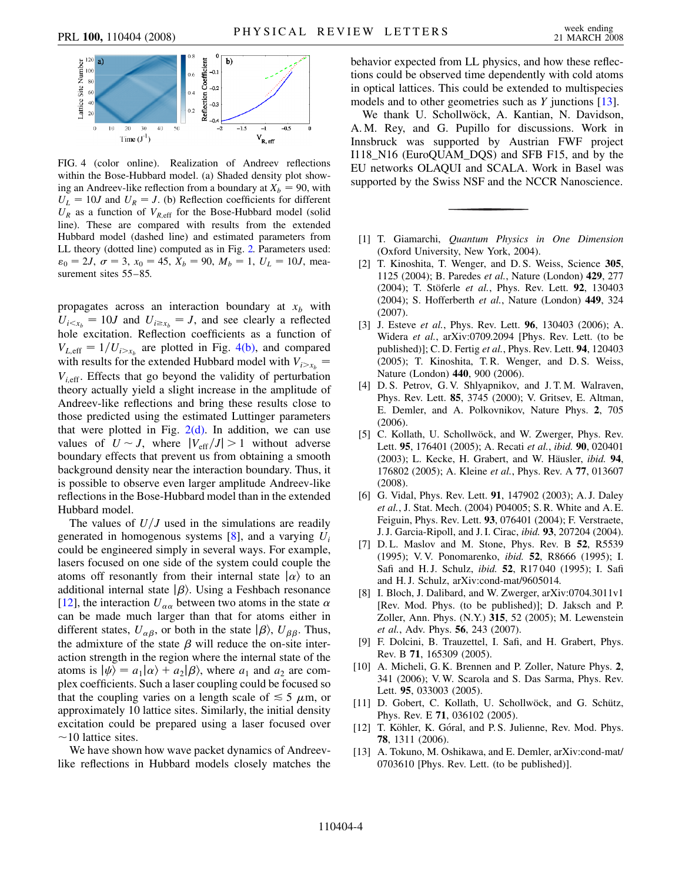a)

Lattice Site Number

120
100
80
60
40
20

0 10 20 30 40 50

Time ($J^{-1}$)

0.8
0.6
0.4
0.2

b)

Reflection Coefficient

0
−0.1
−0.2
−0.3
−0.4

−2 −1.5 −1 −0.5 0

$V_{R,\mathrm{eff}}$

FIG. 4 (color online). Realization of Andreev reflections within the Bose-Hubbard model. (a) Shaded density plot showing an Andreev-like reflection from a boundary at $X_b = 90$, with $U_L = 10J$ and $U_R = J$. (b) Reflection coefficients for different $U_R$ as a function of $V_{R,\mathrm{eff}}$ for the Bose-Hubbard model (solid line). These are compared with results from the extended Hubbard model (dashed line) and estimated parameters from LL theory (dotted line) computed as in Fig. 2. Parameters used: $\varepsilon_0 = 2J$, $\sigma = 3$, $x_0 = 45$, $X_b = 90$, $M_b = 1$, $U_L = 10J$, measurement sites 55–85.

propagates across an interaction boundary at $x_b$ with $U_{i<x_b} = 10J$ and $U_{i\geq x_b} = J$, and see clearly a reflected hole excitation. Reflection coefficients as a function of $V_{L,\mathrm{eff}} = 1/U_{i>x_b}$ are plotted in Fig. 4(b), and compared with results for the extended Hubbard model with $V_{i>x_b} = V_{i,\mathrm{eff}}$. Effects that go beyond the validity of perturbation theory actually yield a slight increase in the amplitude of Andreev-like reflections and bring these results close to those predicted using the estimated Luttinger parameters that were plotted in Fig. 2(d). In addition, we can use values of $U \sim J$, where $|V_{\mathrm{eff}}/J| > 1$ without adverse boundary effects that prevent us from obtaining a smooth background density near the interaction boundary. Thus, it is possible to observe even larger amplitude Andreev-like reflections in the Bose-Hubbard model than in the extended Hubbard model.

The values of $U/J$ used in the simulations are readily generated in homogenous systems [8], and a varying $U_i$ could be engineered simply in several ways. For example, lasers focused on one side of the system could couple the atoms off resonantly from their internal state $|\alpha\rangle$ to an additional internal state $|\beta\rangle$. Using a Feshbach resonance [12], the interaction $U_{\alpha\alpha}$ between two atoms in the state $\alpha$ can be made much larger than that for atoms either in different states, $U_{\alpha\beta}$, or both in the state $|\beta\rangle$, $U_{\beta\beta}$. Thus, the admixture of the state $\beta$ will reduce the on-site interaction strength in the region where the internal state of the atoms is $|\psi\rangle = a_1|\alpha\rangle + a_2|\beta\rangle$, where $a_1$ and $a_2$ are complex coefficients. Such a laser coupling could be focused so that the coupling varies on a length scale of $\lesssim 5\ \mu$m, or approximately 10 lattice sites. Similarly, the initial density excitation could be prepared using a laser focused over $\sim$10 lattice sites.

We have shown how wave packet dynamics of Andreev-like reflections in Hubbard models closely matches the behavior expected from LL physics, and how these reflections could be observed time dependently with cold atoms in optical lattices. This could be extended to multispecies models and to other geometries such as $Y$ junctions [13].

We thank U. Schollwöck, A. Kantian, N. Davidson, A.M. Rey, and G. Pupillo for discussions. Work in Innsbruck was supported by Austrian FWF project I118_N16 (EuroQUAM_DQS) and SFB F15, and by the EU networks OLAQUI and SCALA. Work in Basel was supported by the Swiss NSF and the NCCR Nanoscience.

---

[1] T. Giamarchi, *Quantum Physics in One Dimension* (Oxford University, New York, 2004).

[2] T. Kinoshita, T. Wenger, and D.S. Weiss, Science **305**, 1125 (2004); B. Paredes *et al.*, Nature (London) **429**, 277 (2004); T. Stöferle *et al.*, Phys. Rev. Lett. **92**, 130403 (2004); S. Hofferberth *et al.*, Nature (London) **449**, 324 (2007).

[3] J. Esteve *et al.*, Phys. Rev. Lett. **96**, 130403 (2006); A. Widera *et al.*, arXiv:0709.2094 [Phys. Rev. Lett. (to be published)]; C.D. Fertig *et al.*, Phys. Rev. Lett. **94**, 120403 (2005); T. Kinoshita, T.R. Wenger, and D.S. Weiss, Nature (London) **440**, 900 (2006).

[4] D.S. Petrov, G.V. Shlyapnikov, and J.T.M. Walraven, Phys. Rev. Lett. **85**, 3745 (2000); V. Gritsev, E. Altman, E. Demler, and A. Polkovnikov, Nature Phys. **2**, 705 (2006).

[5] C. Kollath, U. Schollwöck, and W. Zwerger, Phys. Rev. Lett. **95**, 176401 (2005); A. Recati *et al.*, *ibid.* **90**, 020401 (2003); L. Kecke, H. Grabert, and W. Häusler, *ibid.* **94**, 176802 (2005); A. Kleine *et al.*, Phys. Rev. A **77**, 013607 (2008).

[6] G. Vidal, Phys. Rev. Lett. **91**, 147902 (2003); A.J. Daley *et al.*, J. Stat. Mech. (2004) P04005; S.R. White and A.E. Feiguin, Phys. Rev. Lett. **93**, 076401 (2004); F. Verstraete, J.J. Garcia-Ripoll, and J.I. Cirac, *ibid.* **93**, 207204 (2004).

[7] D.L. Maslov and M. Stone, Phys. Rev. B **52**, R5539 (1995); V.V. Ponomarenko, *ibid.* **52**, R8666 (1995); I. Safi and H.J. Schulz, *ibid.* **52**, R17 040 (1995); I. Safi and H.J. Schulz, arXiv:cond-mat/9605014.

[8] I. Bloch, J. Dalibard, and W. Zwerger, arXiv:0704.3011v1 [Rev. Mod. Phys. (to be published)]; D. Jaksch and P. Zoller, Ann. Phys. (N.Y.) **315**, 52 (2005); M. Lewenstein *et al.*, Adv. Phys. **56**, 243 (2007).

[9] F. Dolcini, B. Trauzettel, I. Safi, and H. Grabert, Phys. Rev. B **71**, 165309 (2005).

[10] A. Micheli, G.K. Brennen and P. Zoller, Nature Phys. **2**, 341 (2006); V.W. Scarola and S. Das Sarma, Phys. Rev. Lett. **95**, 033003 (2005).

[11] D. Gobert, C. Kollath, U. Schollwöck, and G. Schütz, Phys. Rev. E **71**, 036102 (2005).

[12] T. Köhler, K. Góral, and P.S. Julienne, Rev. Mod. Phys. **78**, 1311 (2006).

[13] A. Tokuno, M. Oshikawa, and E. Demler, arXiv:cond-mat/0703610 [Phys. Rev. Lett. (to be published)].